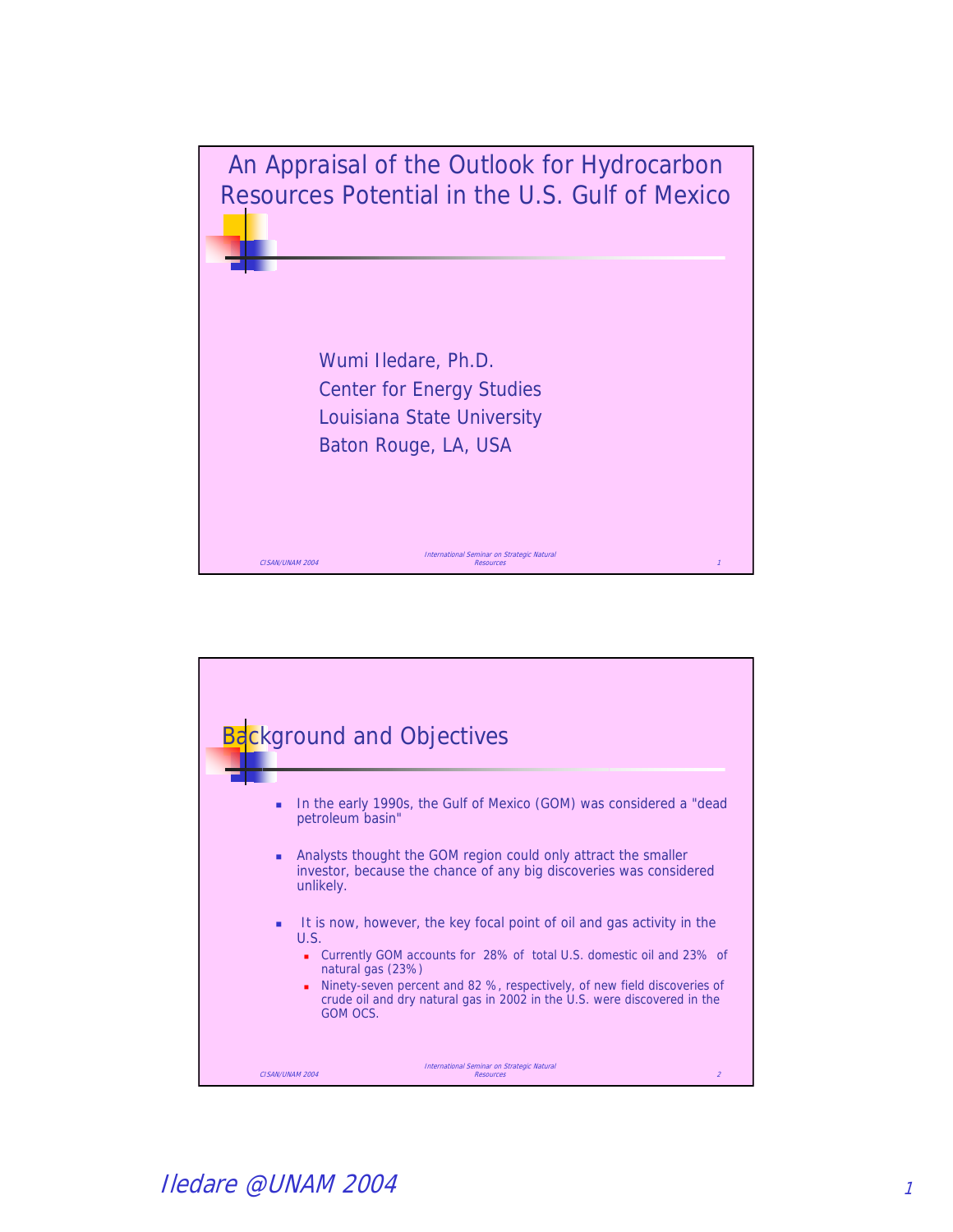# An Appraisal of the Outlook for Hydrocarbon Resources Potential in the U.S. Gulf of Mexico

Wumi Iledare, Ph.D.
Center for Energy Studies
Louisiana State University
Baton Rouge, LA, USA

## Background and Objectives

- In the early 1990s, the Gulf of Mexico (GOM) was considered a "dead petroleum basin"
- Analysts thought the GOM region could only attract the smaller investor, because the chance of any big discoveries was considered unlikely.
- It is now, however, the key focal point of oil and gas activity in the U.S.
  - Currently GOM accounts for 28% of total U.S. domestic oil and 23% of natural gas (23%)
  - Ninety-seven percent and 82 %, respectively, of new field discoveries of crude oil and dry natural gas in 2002 in the U.S. were discovered in the GOM OCS.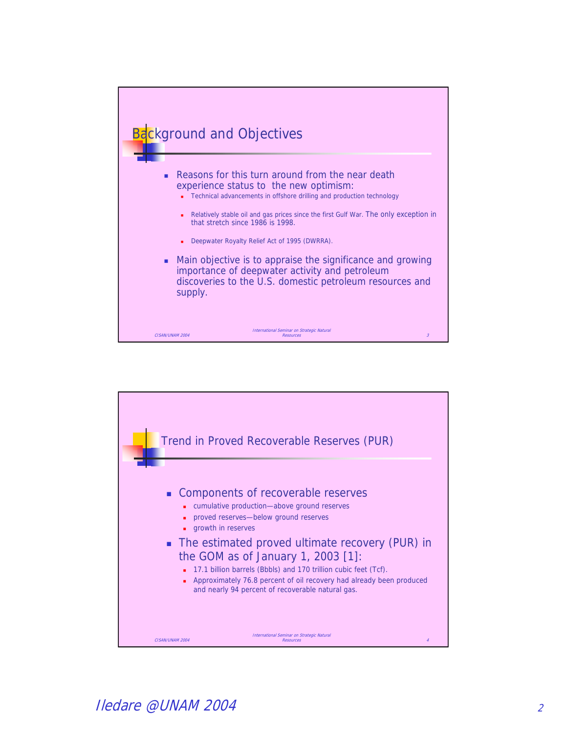## Background and Objectives

- Reasons for this turn around from the near death experience status to the new optimism:
  - Technical advancements in offshore drilling and production technology
  - Relatively stable oil and gas prices since the first Gulf War. The only exception in that stretch since 1986 is 1998.
  - Deepwater Royalty Relief Act of 1995 (DWRRA).
- Main objective is to appraise the significance and growing importance of deepwater activity and petroleum discoveries to the U.S. domestic petroleum resources and supply.

## Trend in Proved Recoverable Reserves (PUR)

- Components of recoverable reserves
  - cumulative production—above ground reserves
  - proved reserves—below ground reserves
  - growth in reserves
- The estimated proved ultimate recovery (PUR) in the GOM as of January 1, 2003 [1]:
  - 17.1 billion barrels (Bbbls) and 170 trillion cubic feet (Tcf).
  - Approximately 76.8 percent of oil recovery had already been produced and nearly 94 percent of recoverable natural gas.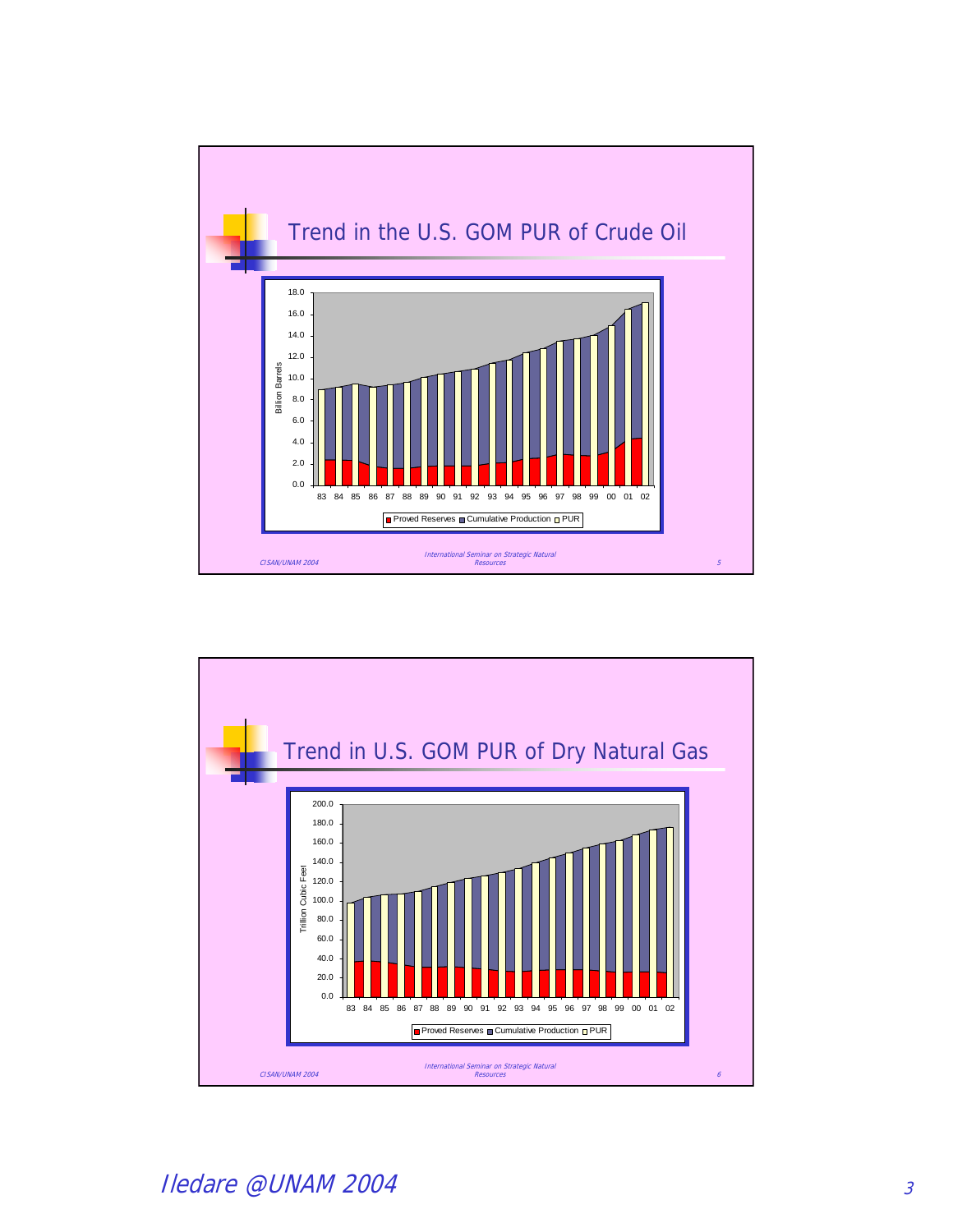## Trend in the U.S. GOM PUR of Crude Oil

Billion Barrels

18.0, 16.0, 14.0, 12.0, 10.0, 8.0, 6.0, 4.0, 2.0, 0.0

83 84 85 86 87 88 89 90 91 92 93 94 95 96 97 98 99 00 01 02

Proved Reserves, Cumulative Production, PUR

## Trend in U.S. GOM PUR of Dry Natural Gas

Trillion Cubic Feet

200.0, 180.0, 160.0, 140.0, 120.0, 100.0, 80.0, 60.0, 40.0, 20.0, 0.0

83 84 85 86 87 88 89 90 91 92 93 94 95 96 97 98 99 00 01 02

Proved Reserves, Cumulative Production, PUR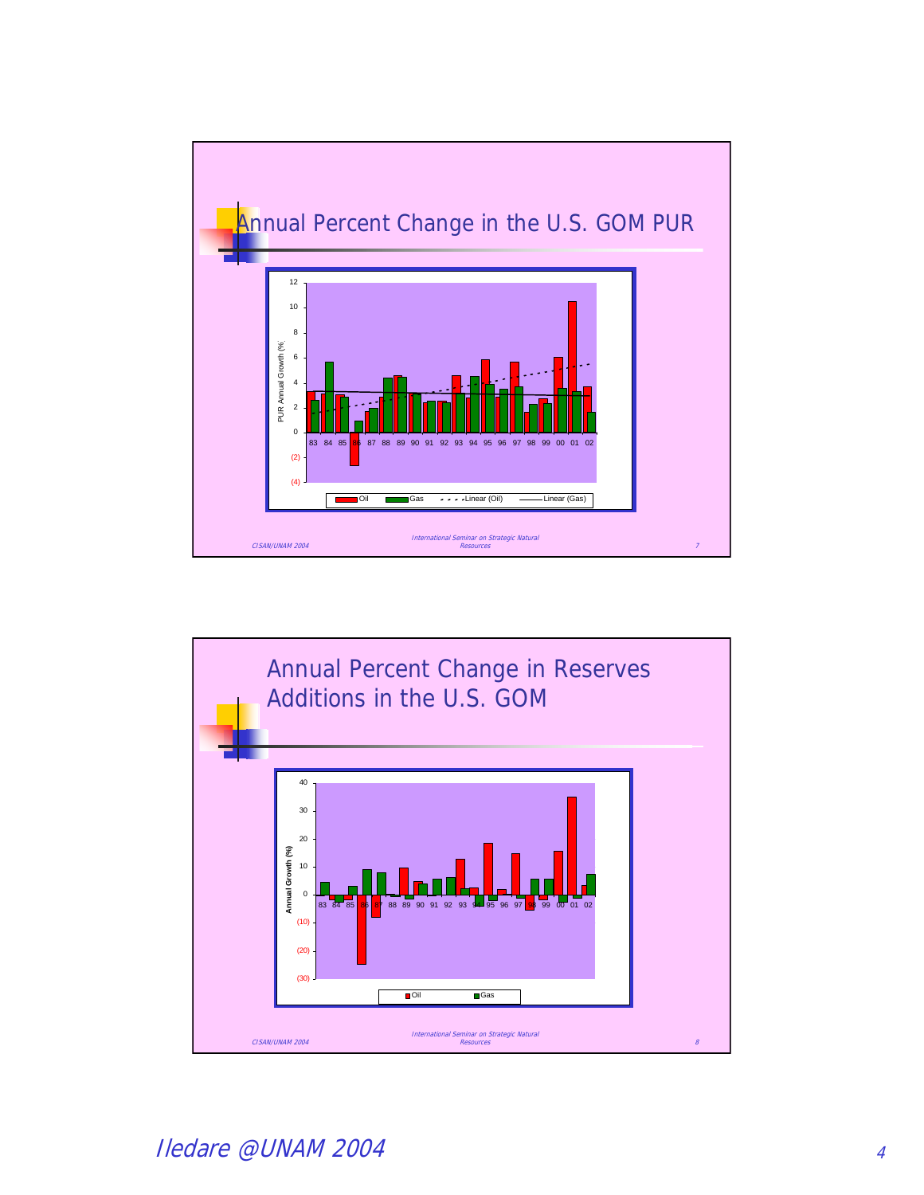## Annual Percent Change in the U.S. GOM PUR

PUR Annual Growth (%)

12
10
8
6
4
2
0
(2)
(4)

83 84 85 86 87 88 89 90 91 92 93 94 95 96 97 98 99 00 01 02

Oil | Gas | Linear (Oil) | Linear (Gas)

## Annual Percent Change in Reserves Additions in the U.S. GOM

Annual Growth (%)

40
30
20
10
0
(10)
(20)
(30)

83 84 85 86 87 88 89 90 91 92 93 94 95 96 97 98 99 00 01 02

Oil | Gas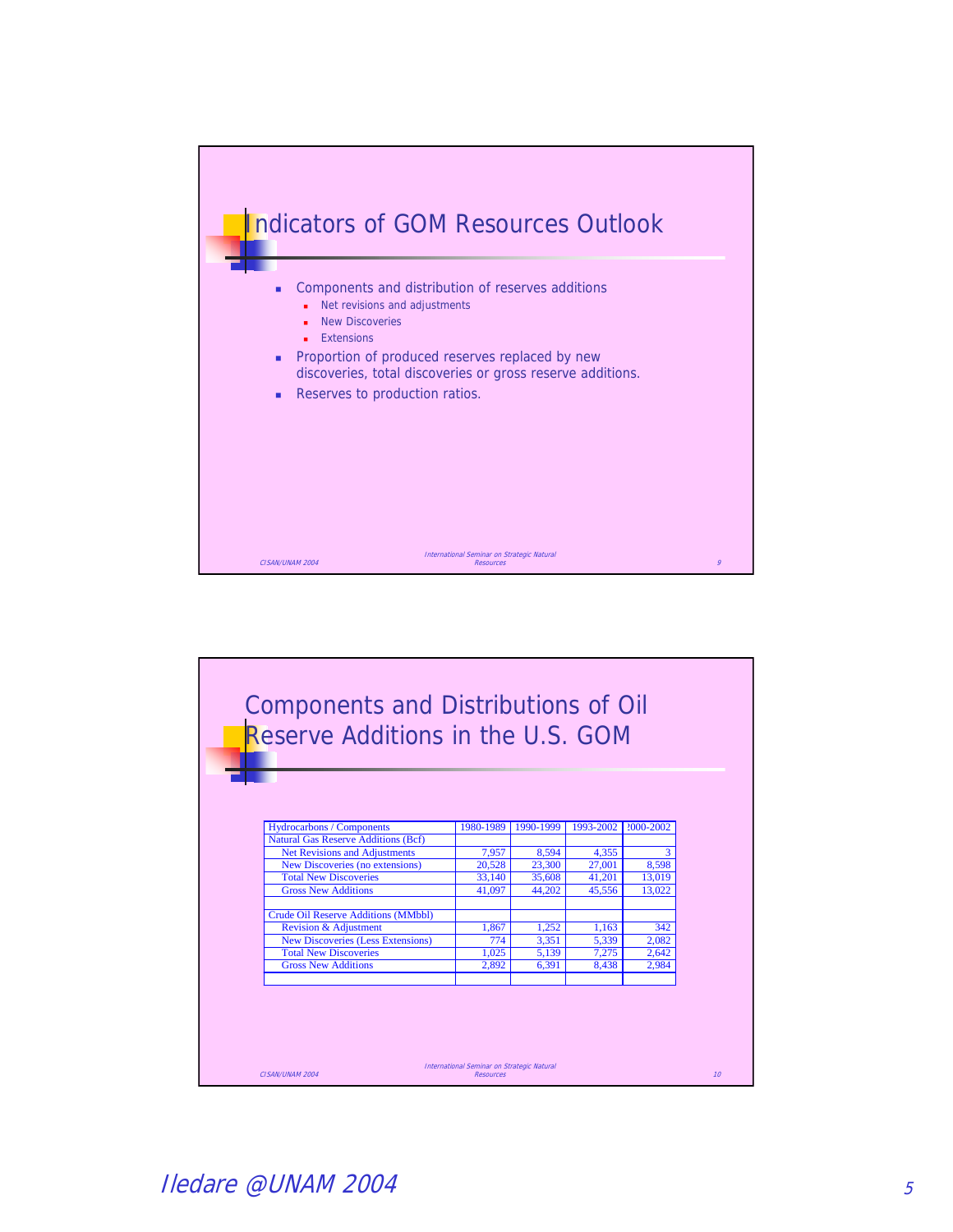## Indicators of GOM Resources Outlook

- Components and distribution of reserves additions
  - Net revisions and adjustments
  - New Discoveries
  - Extensions
- Proportion of produced reserves replaced by new discoveries, total discoveries or gross reserve additions.
- Reserves to production ratios.

## Components and Distributions of Oil Reserve Additions in the U.S. GOM

| Hydrocarbons / Components | 1980-1989 | 1990-1999 | 1993-2002 | 2000-2002 |
|---|---|---|---|---|
| Natural Gas Reserve Additions (Bcf) | | | | |
| Net Revisions and Adjustments | 7,957 | 8,594 | 4,355 | 3 |
| New Discoveries (no extensions) | 20,528 | 23,300 | 27,001 | 8,598 |
| Total New Discoveries | 33,140 | 35,608 | 41,201 | 13,019 |
| Gross New Additions | 41,097 | 44,202 | 45,556 | 13,022 |
| | | | | |
| Crude Oil Reserve Additions (MMbbl) | | | | |
| Revision & Adjustment | 1,867 | 1,252 | 1,163 | 342 |
| New Discoveries (Less Extensions) | 774 | 3,351 | 5,339 | 2,082 |
| Total New Discoveries | 1,025 | 5,139 | 7,275 | 2,642 |
| Gross New Additions | 2,892 | 6,391 | 8,438 | 2,984 |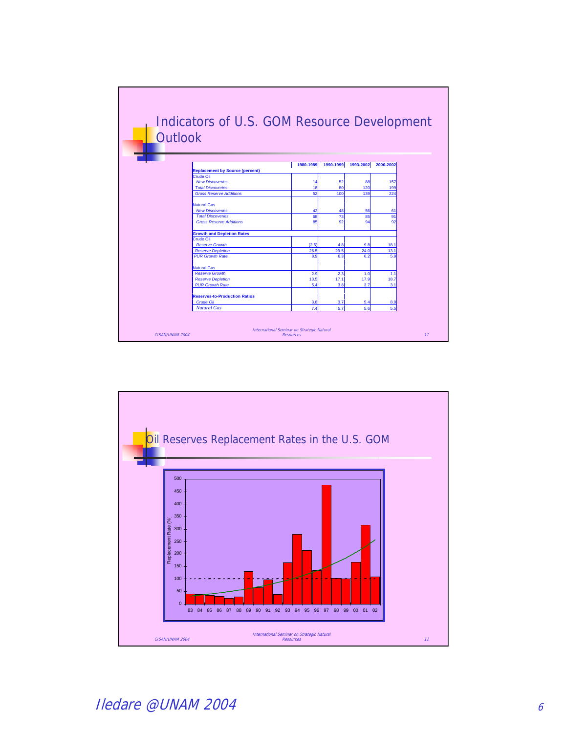# Indicators of U.S. GOM Resource Development Outlook

| | 1980-1989 | 1990-1999 | 1993-2002 | 2000-2002 |
|---|---|---|---|---|
| **Replacement by Source (percent)** | | | | |
| Crude Oil | | | | |
| *New Discoveries* | 14 | 52 | 88 | 157 |
| *Total Discoveries* | 18 | 80 | 120 | 199 |
| *Gross Reserve Additions* | 52 | 100 | 139 | 224 |
| Natural Gas | | | | |
| *New Discoveries* | 42 | 48 | 56 | 61 |
| *Total Discoveries* | 68 | 73 | 85 | 91 |
| *Gross Reserve Additions* | 85 | 92 | 94 | 92 |
| **Growth and Depletion Rates** | | | | |
| Crude Oil | | | | |
| *Reserve Growth* | (2.5) | 4.8 | 9.8 | 18.1 |
| *Reserve Depletion* | 26.5 | 29.5 | 24.0 | 13.1 |
| *PUR Growth Rate* | 8.9 | 6.3 | 6.2 | 5.9 |
| Natural Gas | | | | |
| *Reserve Growth* | 2.9 | 2.3 | 1.0 | 1.1 |
| *Reserve Depletion* | 13.5 | 17.1 | 17.9 | 18.7 |
| *PUR Growth Rate* | 5.4 | 3.8 | 3.7 | 3.1 |
| **Reserves-to-Production Ratios** | | | | |
| *Crude Oil* | 3.8 | 3.7 | 5.4 | 8.9 |
| *Natural Gas* | 7.4 | 5.7 | 5.6 | 5.5 |

# Oil Reserves Replacement Rates in the U.S. GOM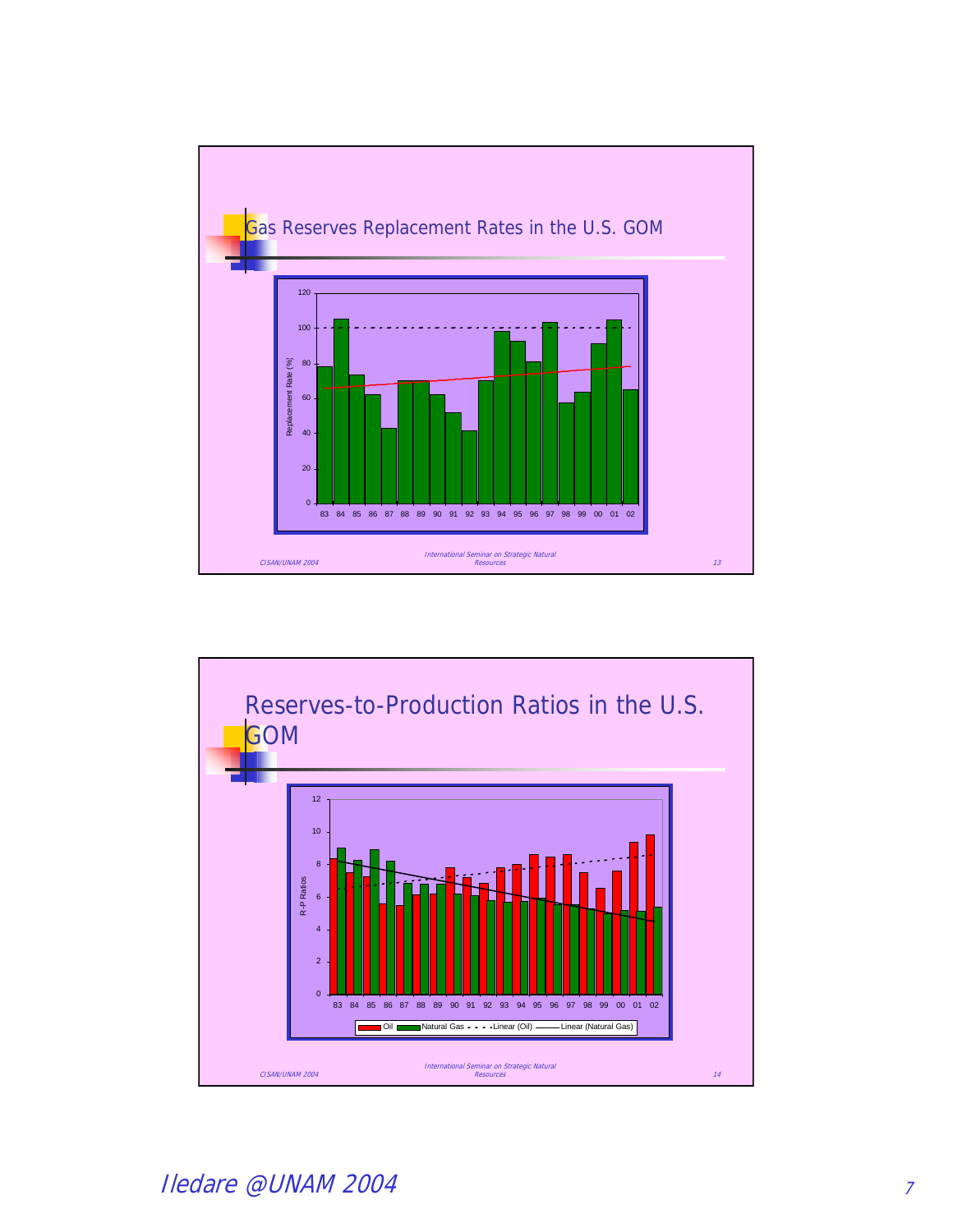## Gas Reserves Replacement Rates in the U.S. GOM

Replacement Rate (%)

120, 100, 80, 60, 40, 20, 0

83 84 85 86 87 88 89 90 91 92 93 94 95 96 97 98 99 00 01 02

## Reserves-to-Production Ratios in the U.S. GOM

R-P Ratios

12, 10, 8, 6, 4, 2, 0

83 84 85 86 87 88 89 90 91 92 93 94 95 96 97 98 99 00 01 02

Oil — Natural Gas — Linear (Oil) — Linear (Natural Gas)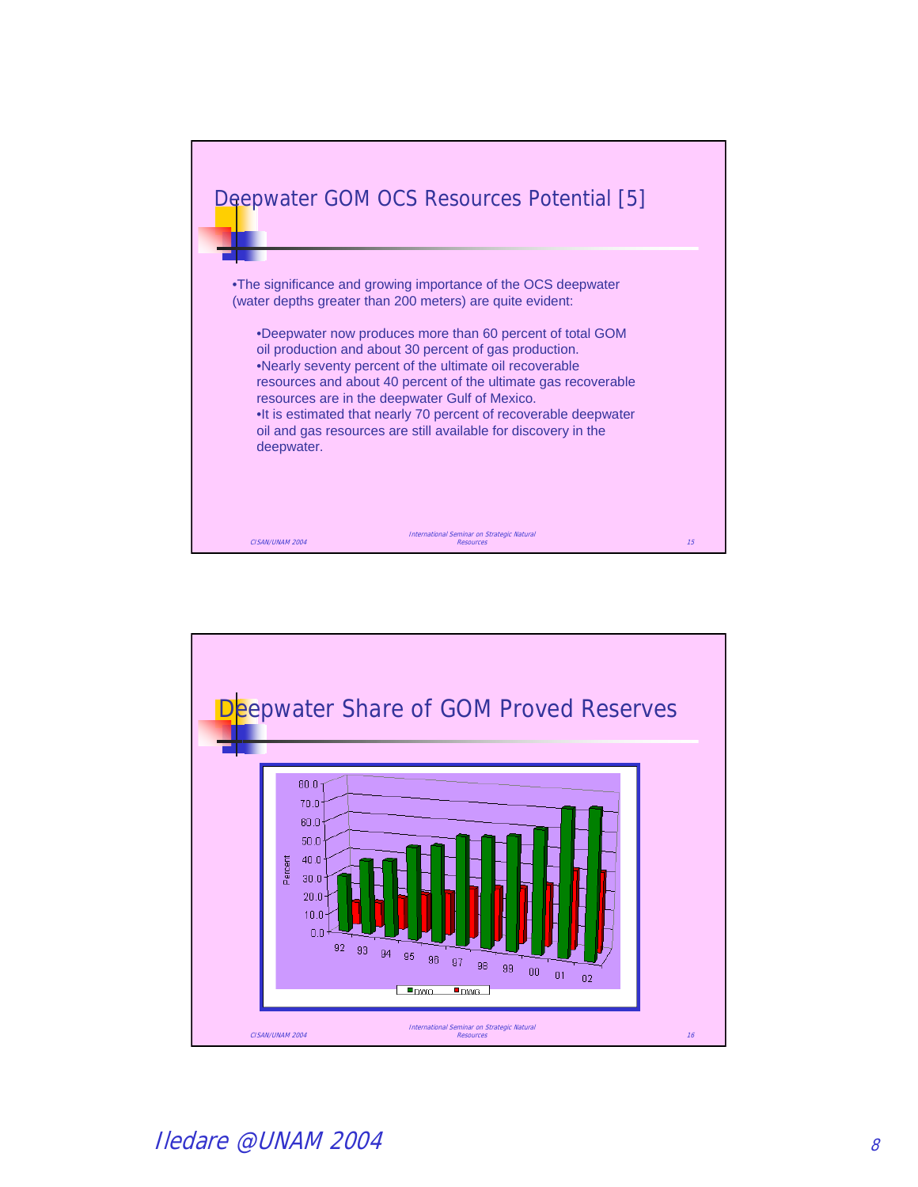## Deepwater GOM OCS Resources Potential [5]

- The significance and growing importance of the OCS deepwater (water depths greater than 200 meters) are quite evident:
  - Deepwater now produces more than 60 percent of total GOM oil production and about 30 percent of gas production.
  - Nearly seventy percent of the ultimate oil recoverable resources and about 40 percent of the ultimate gas recoverable resources are in the deepwater Gulf of Mexico.
  - It is estimated that nearly 70 percent of recoverable deepwater oil and gas resources are still available for discovery in the deepwater.

## Deepwater Share of GOM Proved Reserves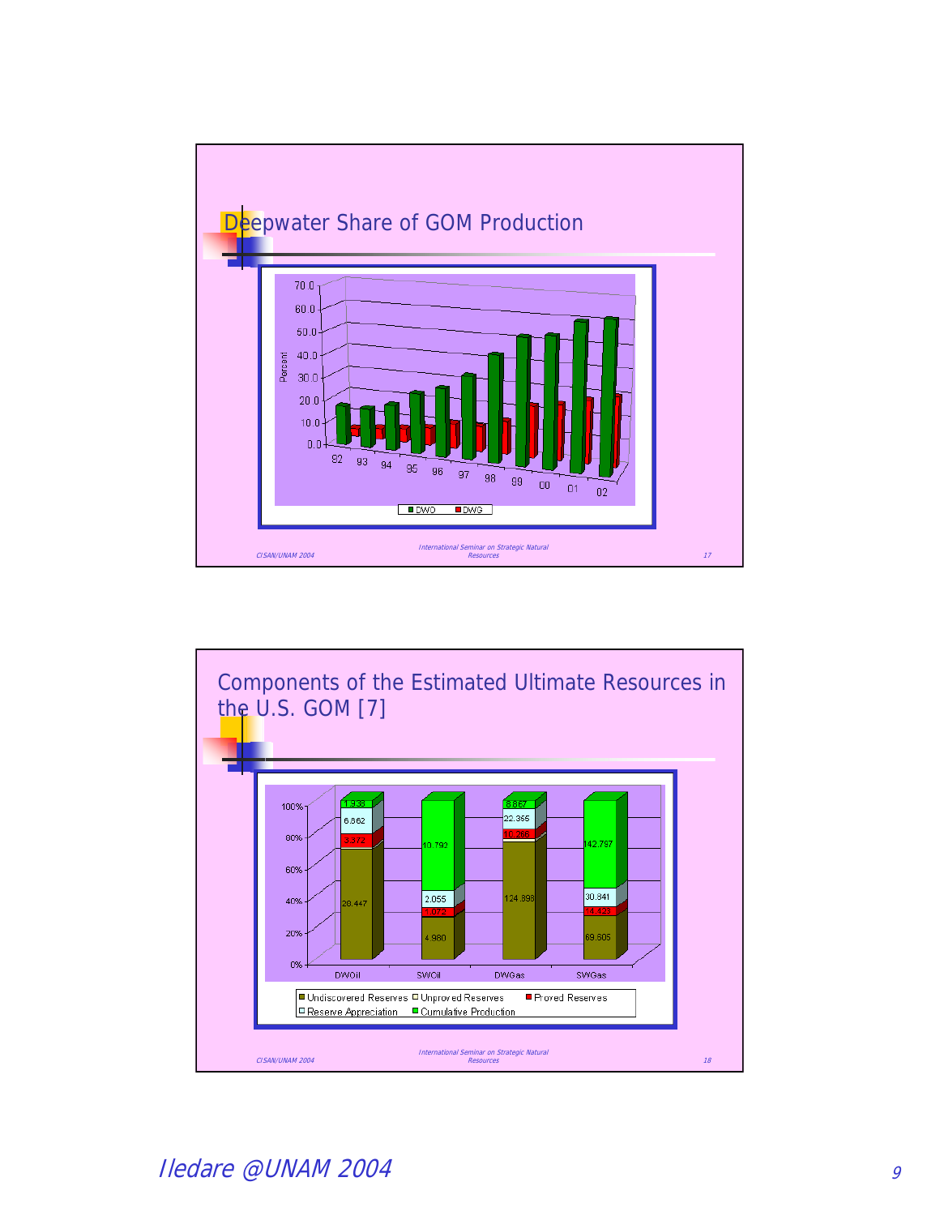## Deepwater Share of GOM Production

Percent

70.0
60.0
50.0
40.0
30.0
20.0
10.0
0.0

92 93 94 95 96 97 98 99 00 01 02

DWO DWG

*CISAN/UNAM 2004* *International Seminar on Strategic Natural Resources* *17*

## Components of the Estimated Ultimate Resources in the U.S. GOM [7]

| | DWOil | SWOil | DWGas | SWGas |
|---|---|---|---|---|
| Cumulative Production | 1.938 | 10.792 | 6.867 | 142.797 |
| Reserve Appreciation | 6.862 | 2.055 | 22.365 | 30.841 |
| Proved Reserves | 3.372 | 1.072 | 10.266 | 4.423 |
| Undiscovered Reserves | 28.447 | 4.980 | 124.898 | 69.605 |

Undiscovered Reserves, Unproved Reserves, Proved Reserves, Reserve Appreciation, Cumulative Production

*CISAN/UNAM 2004* *International Seminar on Strategic Natural Resources* *18*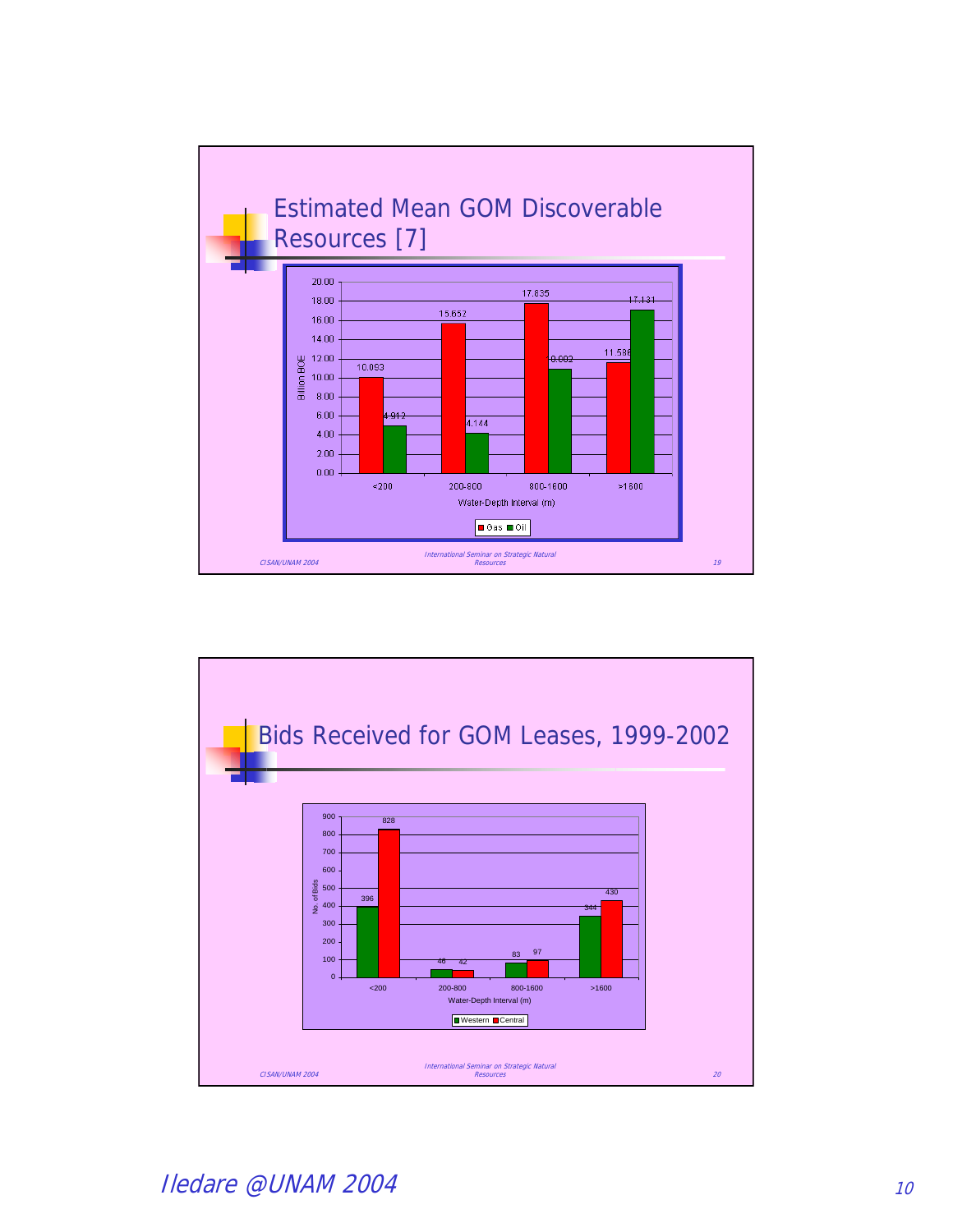## Estimated Mean GOM Discoverable Resources [7]

| Water-Depth Interval (m) | Gas (Billion BOE) | Oil (Billion BOE) |
|---|---|---|
| <200 | 10.093 | 4.912 |
| 200-800 | 15.657 | 4.144 |
| 800-1600 | 17.835 | 8.002 |
| >1600 | 11.586 | 17.131 |

CISAN/UNAM 2004 — International Seminar on Strategic Natural Resources

## Bids Received for GOM Leases, 1999-2002

| Water-Depth Interval (m) | Western (No. of Bids) | Central (No. of Bids) |
|---|---|---|
| <200 | 396 | 828 |
| 200-800 | 46 | 42 |
| 800-1600 | 83 | 97 |
| >1600 | 344 | 430 |

CISAN/UNAM 2004 — International Seminar on Strategic Natural Resources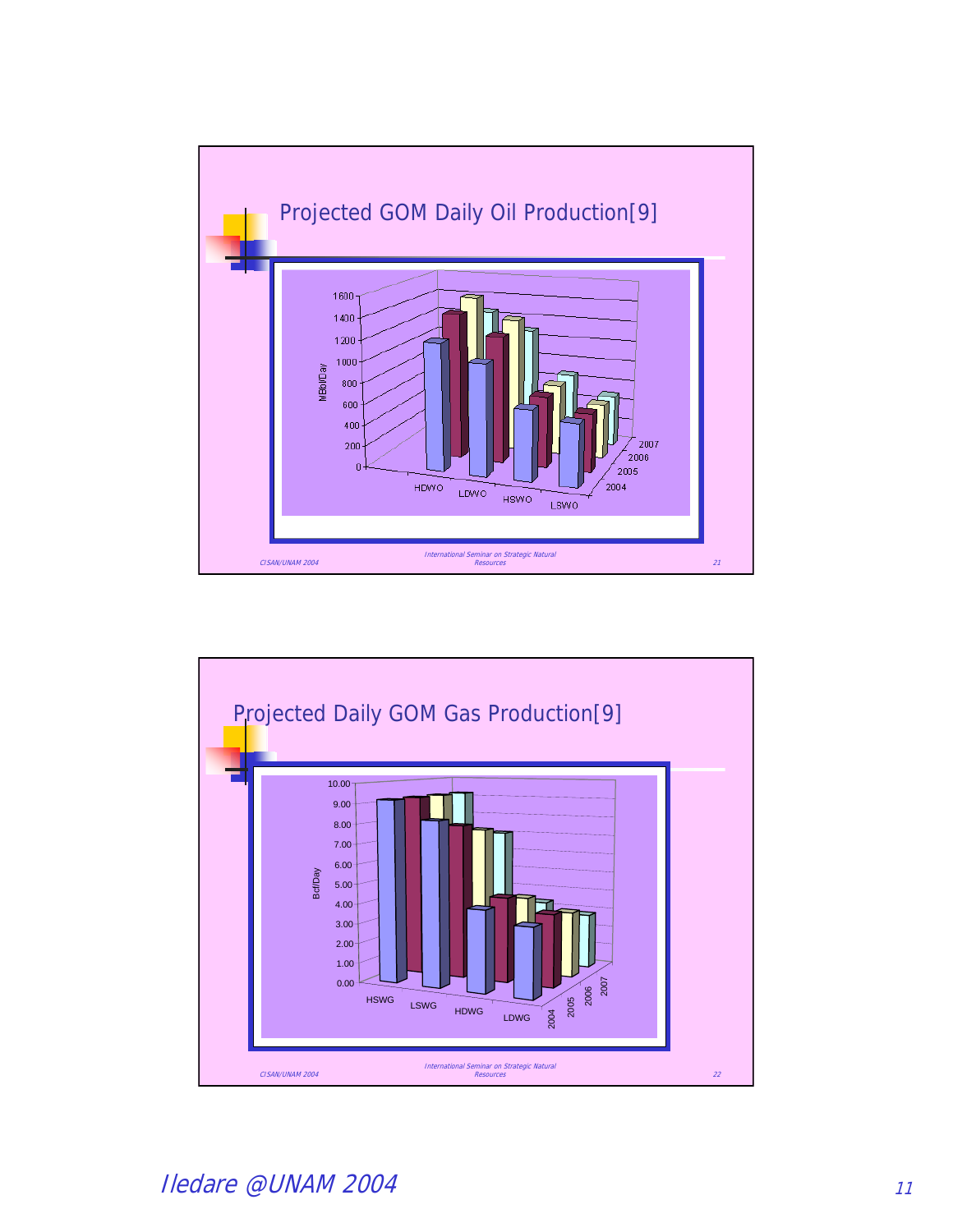## Projected GOM Daily Oil Production[9]

MBbl/Day

0, 200, 400, 600, 800, 1000, 1200, 1400, 1600

HDWO, LDWO, HSWO, LSWO

2004, 2005, 2006, 2007

## Projected Daily GOM Gas Production[9]

Bcf/Day

0.00, 1.00, 2.00, 3.00, 4.00, 5.00, 6.00, 7.00, 8.00, 9.00, 10.00

HSWG, LSWG, HDWG, LDWG

2004, 2005, 2006, 2007

*Iledare @UNAM 2004*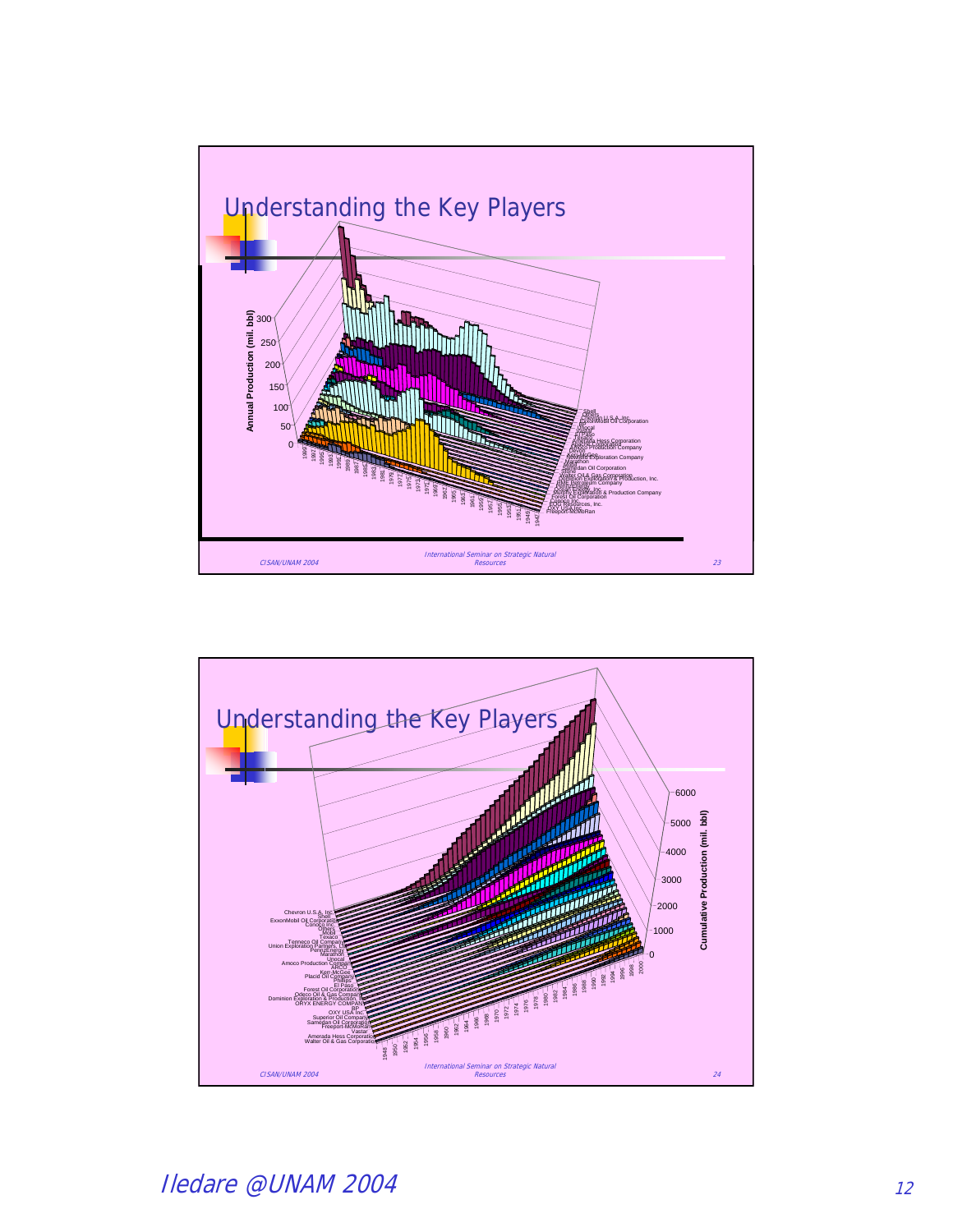## Understanding the Key Players

Annual Production (mil. bbl)

Shell
Others
Chevron U.S.A. Inc.
ExxonMobil Oil Corporation
BP
Unocal
Phillips
El Paso
Mobil
Amerada Hess Corporation
Amoco Production Company
Devon
Kerr-McGee
Newfield Exploration Company
Marathon
Texaco
Samedan Oil Corporation
ARCO
Walter Oil & Gas Corporation
Dominion Exploration & Production, Inc.
Pennzoil
Placid Oil Company
Murphy Exploration & Production Company
Forest Oil Corporation
Conoco Inc.
EOG Resources, Inc.
OXY USA Inc.
Freeport-McMoRan

CISAN/UNAM 2004 — International Seminar on Strategic Natural Resources — 23

## Understanding the Key Players

Cumulative Production (mil. bbl)

Chevron U.S.A. Inc.
Shell
ExxonMobil Oil Corporation
Conoco Inc.
Others
Mobil
Texaco
Tenneco Oil Company
Union Exploration Partners, Ltd.
Pennzoil
Marathon
Unocal
Amoco Production Company
ARCO
Kerr-McGee
Placid Oil Company
Phillips
El Paso
Forest Oil Corporation
Odeco Oil & Gas Company
Dominion Exploration & Production, Inc.
ORYX ENERGY COMPANY
BP
OXY USA Inc.
Superior Oil Company
Samedan Oil Corporation
Freeport-McMoRan
Vastar
Amerada Hess Corporation
Walter Oil & Gas Corporation

CISAN/UNAM 2004 — International Seminar on Strategic Natural Resources — 24

*Iledare @UNAM 2004*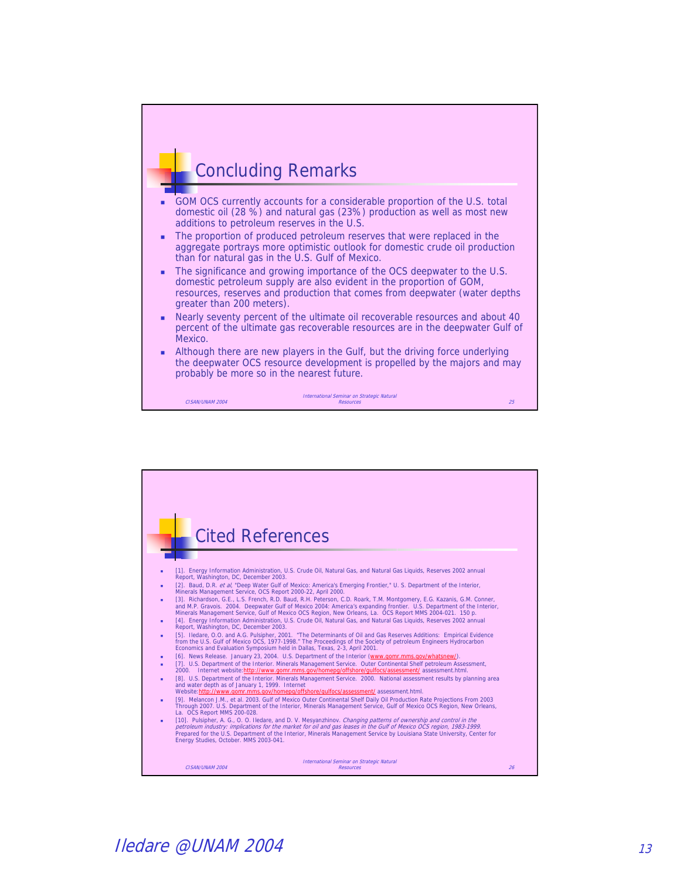## Concluding Remarks

- GOM OCS currently accounts for a considerable proportion of the U.S. total domestic oil (28 %) and natural gas (23%) production as well as most new additions to petroleum reserves in the U.S.
- The proportion of produced petroleum reserves that were replaced in the aggregate portrays more optimistic outlook for domestic crude oil production than for natural gas in the U.S. Gulf of Mexico.
- The significance and growing importance of the OCS deepwater to the U.S. domestic petroleum supply are also evident in the proportion of GOM, resources, reserves and production that comes from deepwater (water depths greater than 200 meters).
- Nearly seventy percent of the ultimate oil recoverable resources and about 40 percent of the ultimate gas recoverable resources are in the deepwater Gulf of Mexico.
- Although there are new players in the Gulf, but the driving force underlying the deepwater OCS resource development is propelled by the majors and may probably be more so in the nearest future.

## Cited References

- [1]. Energy Information Administration, U.S. Crude Oil, Natural Gas, and Natural Gas Liquids, Reserves 2002 annual Report, Washington, DC, December 2003.
- [2]. Baud, D.R. *et al*, "Deep Water Gulf of Mexico: America's Emerging Frontier," U. S. Department of the Interior, Minerals Management Service, OCS Report 2000-22, April 2000.
- [3]. Richardson, G.E., L.S. French, R.D. Baud, R.H. Peterson, C.D. Roark, T.M. Montgomery, E.G. Kazanis, G.M. Conner, and M.P. Gravois. 2004. Deepwater Gulf of Mexico 2004: America's expanding frontier. U.S. Department of the Interior, Minerals Management Service, Gulf of Mexico OCS Region, New Orleans, La. OCS Report MMS 2004-021. 150 p.
- [4]. Energy Information Administration, U.S. Crude Oil, Natural Gas, and Natural Gas Liquids, Reserves 2002 annual Report, Washington, DC, December 2003.
- [5]. Iledare, O.O. and A.G. Pulsipher, 2001. "The Determinants of Oil and Gas Reserves Additions: Empirical Evidence from the U.S. Gulf of Mexico OCS, 1977-1998." The Proceedings of the Society of petroleum Engineers Hydrocarbon Economics and Evaluation Symposium held in Dallas, Texas, 2-3, April 2001.
- [6]. News Release. January 23, 2004. U.S. Department of the Interior (www.gomr.mms.gov/whatsnew/).
- [7]. U.S. Department of the Interior. Minerals Management Service. Outer Continental Shelf petroleum Assessment, 2000. Internet website:http://www.gomr.mms.gov/homepg/offshore/gulfocs/assessment/ assessment.html.
- [8]. U.S. Department of the Interior. Minerals Management Service. 2000. National assessment results by planning area and water depth as of January 1, 1999. Internet Website:http://www.gomr.mms.gov/homepg/offshore/gulfocs/assessment/ assessment.html.
- [9]. Melancon J.M., et al. 2003. Gulf of Mexico Outer Continental Shelf Daily Oil Production Rate Projections From 2003 Through 2007. U.S. Department of the Interior, Minerals Management Service, Gulf of Mexico OCS Region, New Orleans, La. OCS Report MMS 200-028.
- [10]. Pulsipher, A. G., O. O. Iledare, and D. V. Mesyanzhinov. *Changing patterns of ownership and control in the petroleum industry: implications for the market for oil and gas leases in the Gulf of Mexico OCS region, 1983-1999.* Prepared for the U.S. Department of the Interior, Minerals Management Service by Louisiana State University, Center for Energy Studies, October. MMS 2003-041.